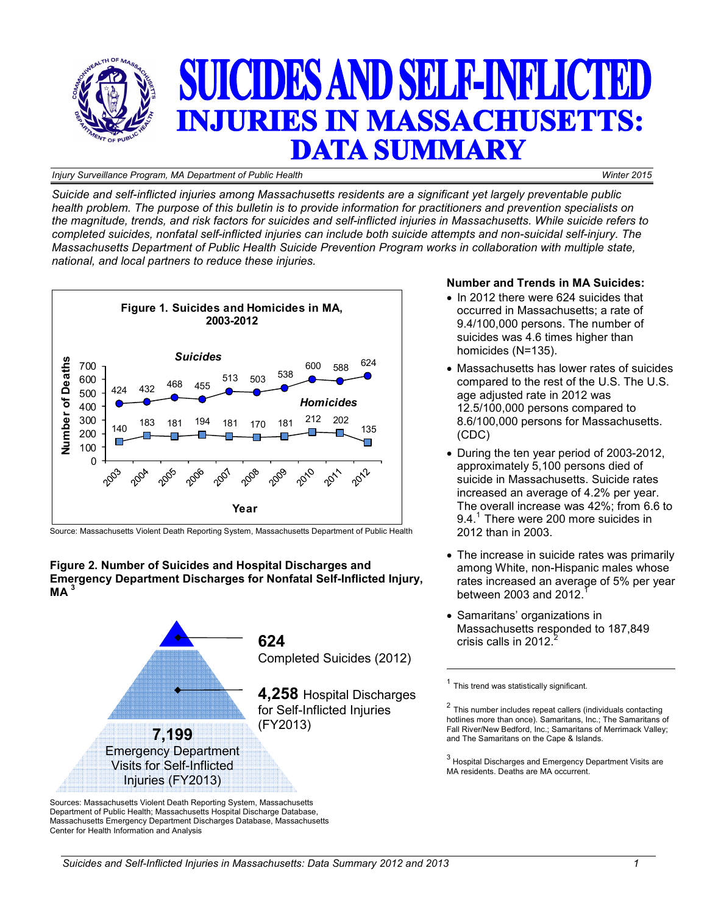# SUICIDES AND SELF-INFLICTED INJURIES IN MASSACHUSETTS: DATA SUMMARY

*Injury Surveillance Program, MA Department of Public Health* — *Winter 2015*

*Suicide and self-inflicted injuries among Massachusetts residents are a significant yet largely preventable public health problem. The purpose of this bulletin is to provide information for practitioners and prevention specialists on the magnitude, trends, and risk factors for suicides and self-inflicted injuries in Massachusetts. While suicide refers to completed suicides, nonfatal self-inflicted injuries can include both suicide attempts and non-suicidal self-injury. The Massachusetts Department of Public Health Suicide Prevention Program works in collaboration with multiple state, national, and local partners to reduce these injuries.*

**Figure 1. Suicides and Homicides in MA, 2003-2012**

| Year | Suicides | Homicides |
|---|---|---|
| 2003 | 424 | 140 |
| 2004 | 432 | 183 |
| 2005 | 468 | 181 |
| 2006 | 455 | 194 |
| 2007 | 513 | 181 |
| 2008 | 503 | 170 |
| 2009 | 538 | 181 |
| 2010 | 600 | 212 |
| 2011 | 588 | 202 |
| 2012 | 624 | 135 |

Source: Massachusetts Violent Death Reporting System, Massachusetts Department of Public Health

**Figure 2. Number of Suicides and Hospital Discharges and Emergency Department Discharges for Nonfatal Self-Inflicted Injury, MA** [3]

- **624** Completed Suicides (2012)
- **4,258** Hospital Discharges for Self-Inflicted Injuries (FY2013)
- **7,199** Emergency Department Visits for Self-Inflicted Injuries (FY2013)

Sources: Massachusetts Violent Death Reporting System, Massachusetts Department of Public Health; Massachusetts Hospital Discharge Database, Massachusetts Emergency Department Discharges Database, Massachusetts Center for Health Information and Analysis

## Number and Trends in MA Suicides:

- In 2012 there were 624 suicides that occurred in Massachusetts; a rate of 9.4/100,000 persons. The number of suicides was 4.6 times higher than homicides (N=135).
- Massachusetts has lower rates of suicides compared to the rest of the U.S. The U.S. age adjusted rate in 2012 was 12.5/100,000 persons compared to 8.6/100,000 persons for Massachusetts. (CDC)
- During the ten year period of 2003-2012, approximately 5,100 persons died of suicide in Massachusetts. Suicide rates increased an average of 4.2% per year. The overall increase was 42%; from 6.6 to 9.4.[1] There were 200 more suicides in 2012 than in 2003.
- The increase in suicide rates was primarily among White, non-Hispanic males whose rates increased an average of 5% per year between 2003 and 2012.[1]
- Samaritans' organizations in Massachusetts responded to 187,849 crisis calls in 2012.[2]

---

[1] This trend was statistically significant.

[2] This number includes repeat callers (individuals contacting hotlines more than once). Samaritans, Inc.; The Samaritans of Fall River/New Bedford, Inc.; Samaritans of Merrimack Valley; and The Samaritans on the Cape & Islands.

[3] Hospital Discharges and Emergency Department Visits are MA residents. Deaths are MA occurrent.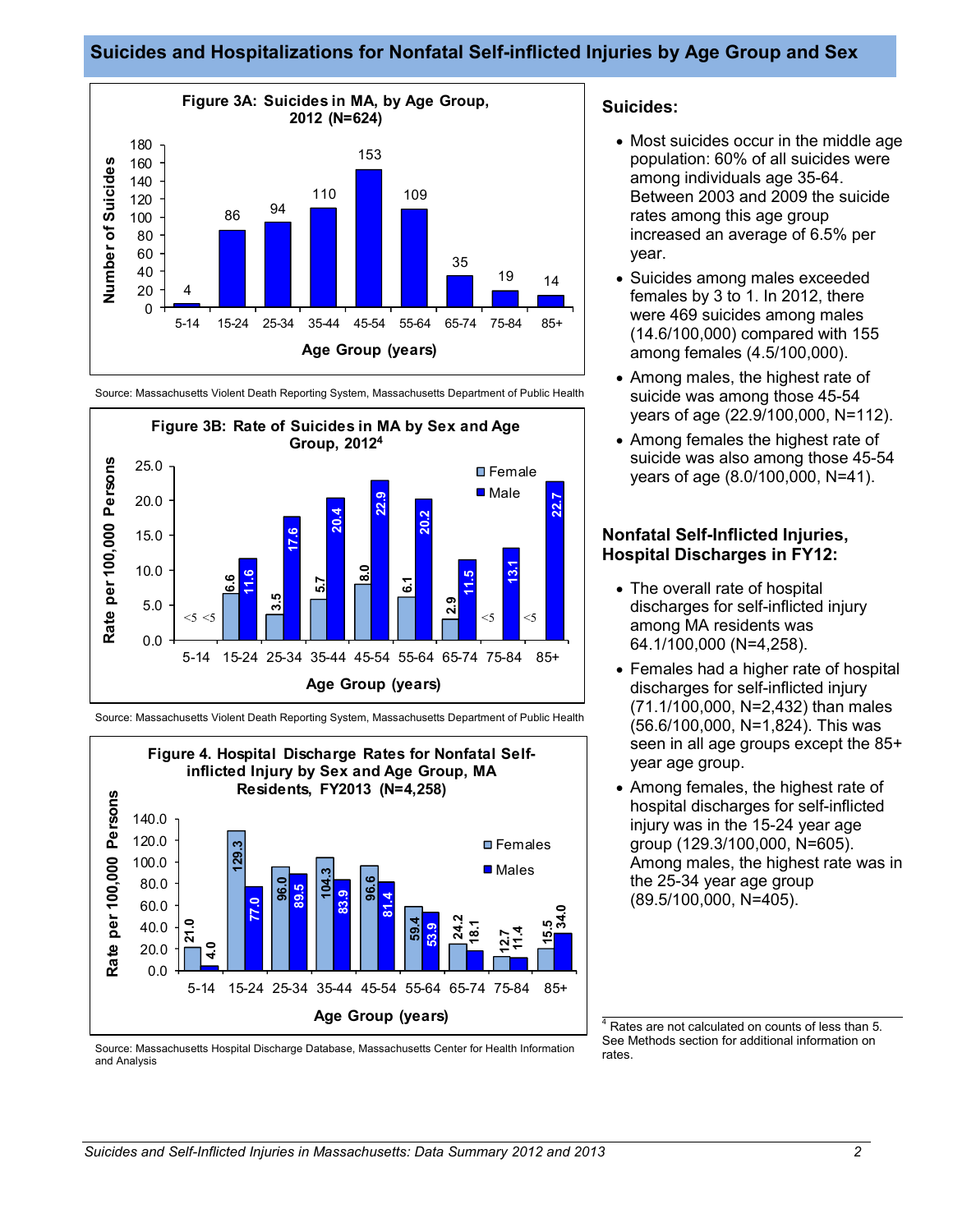## Suicides and Hospitalizations for Nonfatal Self-inflicted Injuries by Age Group and Sex

**Figure 3A: Suicides in MA, by Age Group, 2012 (N=624)**

| Age Group (years) | Number of Suicides |
|---|---|
| 5-14 | 4 |
| 15-24 | 86 |
| 25-34 | 94 |
| 35-44 | 110 |
| 45-54 | 153 |
| 55-64 | 109 |
| 65-74 | 35 |
| 75-84 | 19 |
| 85+ | 14 |

Source: Massachusetts Violent Death Reporting System, Massachusetts Department of Public Health

**Figure 3B: Rate of Suicides in MA by Sex and Age Group, 2012[4]**

| Age Group (years) | Female (Rate per 100,000 Persons) | Male (Rate per 100,000 Persons) |
|---|---|---|
| 5-14 | <5 | <5 |
| 15-24 | 6.6 | 11.6 |
| 25-34 | 3.5 | 17.6 |
| 35-44 | 5.7 | 20.4 |
| 45-54 | 8.0 | 22.9 |
| 55-64 | 6.1 | 20.2 |
| 65-74 | 2.9 | 11.5 |
| 75-84 | <5 | 13.1 |
| 85+ | <5 | 22.7 |

Source: Massachusetts Violent Death Reporting System, Massachusetts Department of Public Health

**Figure 4. Hospital Discharge Rates for Nonfatal Self-inflicted Injury by Sex and Age Group, MA Residents, FY2013 (N=4,258)**

| Age Group (years) | Females (Rate per 100,000 Persons) | Males (Rate per 100,000 Persons) |
|---|---|---|
| 5-14 | 21.0 | 4.0 |
| 15-24 | 129.3 | 77.0 |
| 25-34 | 96.0 | 89.5 |
| 35-44 | 104.3 | 83.9 |
| 45-54 | 96.6 | 81.4 |
| 55-64 | 59.4 | 53.9 |
| 65-74 | 24.2 | 18.1 |
| 75-84 | 12.7 | 11.4 |
| 85+ | 15.5 | 34.0 |

Source: Massachusetts Hospital Discharge Database, Massachusetts Center for Health Information and Analysis

### Suicides:

- Most suicides occur in the middle age population: 60% of all suicides were among individuals age 35-64. Between 2003 and 2009 the suicide rates among this age group increased an average of 6.5% per year.
- Suicides among males exceeded females by 3 to 1. In 2012, there were 469 suicides among males (14.6/100,000) compared with 155 among females (4.5/100,000).
- Among males, the highest rate of suicide was among those 45-54 years of age (22.9/100,000, N=112).
- Among females the highest rate of suicide was also among those 45-54 years of age (8.0/100,000, N=41).

### Nonfatal Self-Inflicted Injuries, Hospital Discharges in FY12:

- The overall rate of hospital discharges for self-inflicted injury among MA residents was 64.1/100,000 (N=4,258).
- Females had a higher rate of hospital discharges for self-inflicted injury (71.1/100,000, N=2,432) than males (56.6/100,000, N=1,824). This was seen in all age groups except the 85+ year age group.
- Among females, the highest rate of hospital discharges for self-inflicted injury was in the 15-24 year age group (129.3/100,000, N=605). Among males, the highest rate was in the 25-34 year age group (89.5/100,000, N=405).

[4] Rates are not calculated on counts of less than 5. See Methods section for additional information on rates.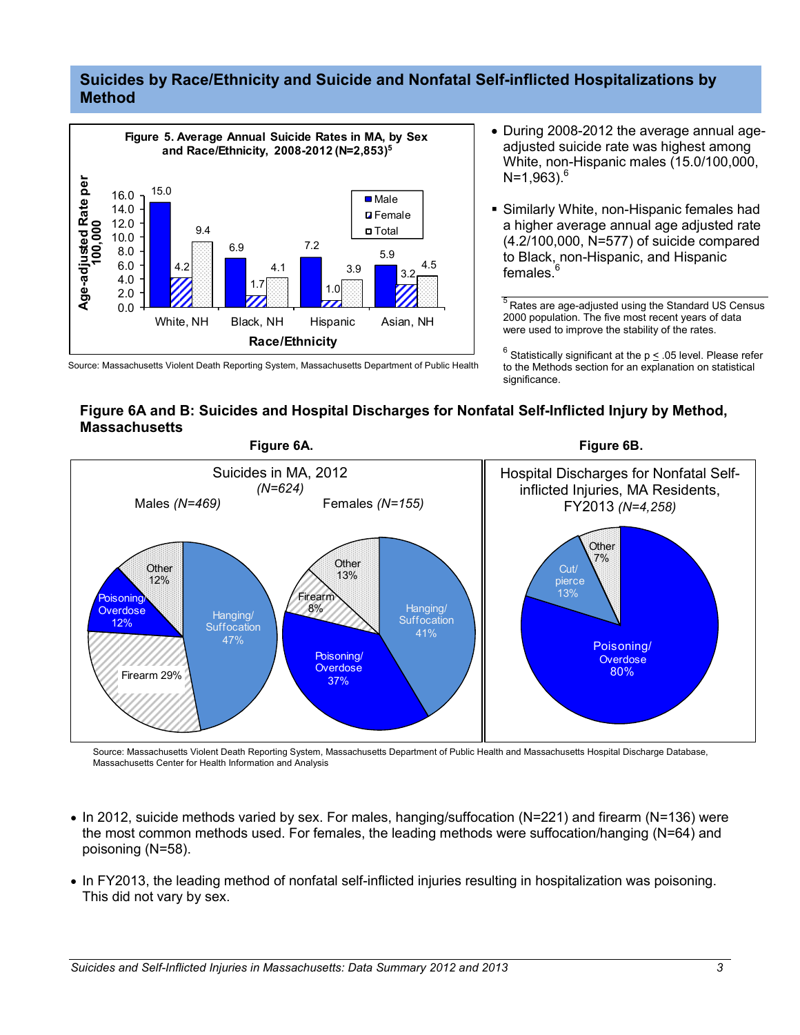## Suicides by Race/Ethnicity and Suicide and Nonfatal Self-inflicted Hospitalizations by Method

**Figure 5. Average Annual Suicide Rates in MA, by Sex and Race/Ethnicity, 2008-2012 (N=2,853)[5]**

| Race/Ethnicity | Male | Female | Total |
|---|---|---|---|
| White, NH | 15.0 | 4.2 | 9.4 |
| Black, NH | 6.9 | 1.7 | 4.1 |
| Hispanic | 7.2 | 1.0 | 3.9 |
| Asian, NH | 5.9 | 3.2 | 4.5 |

Source: Massachusetts Violent Death Reporting System, Massachusetts Department of Public Health

- During 2008-2012 the average annual age-adjusted suicide rate was highest among White, non-Hispanic males (15.0/100,000, N=1,963).[6]
- Similarly White, non-Hispanic females had a higher average annual age adjusted rate (4.2/100,000, N=577) of suicide compared to Black, non-Hispanic, and Hispanic females.[6]

[5] Rates are age-adjusted using the Standard US Census 2000 population. The five most recent years of data were used to improve the stability of the rates.

[6] Statistically significant at the $p \leq .05$ level. Please refer to the Methods section for an explanation on statistical significance.

### Figure 6A and B: Suicides and Hospital Discharges for Nonfatal Self-Inflicted Injury by Method, Massachusetts

**Figure 6A.** Suicides in MA, 2012 *(N=624)*

| Method | Males *(N=469)* | Females *(N=155)* |
|---|---|---|
| Hanging/Suffocation | 47% | 41% |
| Firearm | 29% | 8% |
| Poisoning/Overdose | 12% | 37% |
| Other | 12% | 13% |

**Figure 6B.** Hospital Discharges for Nonfatal Self-inflicted Injuries, MA Residents, FY2013 *(N=4,258)*

| Method | Percent |
|---|---|
| Poisoning/Overdose | 80% |
| Cut/pierce | 13% |
| Other | 7% |

Source: Massachusetts Violent Death Reporting System, Massachusetts Department of Public Health and Massachusetts Hospital Discharge Database, Massachusetts Center for Health Information and Analysis

- In 2012, suicide methods varied by sex. For males, hanging/suffocation (N=221) and firearm (N=136) were the most common methods used. For females, the leading methods were suffocation/hanging (N=64) and poisoning (N=58).
- In FY2013, the leading method of nonfatal self-inflicted injuries resulting in hospitalization was poisoning. This did not vary by sex.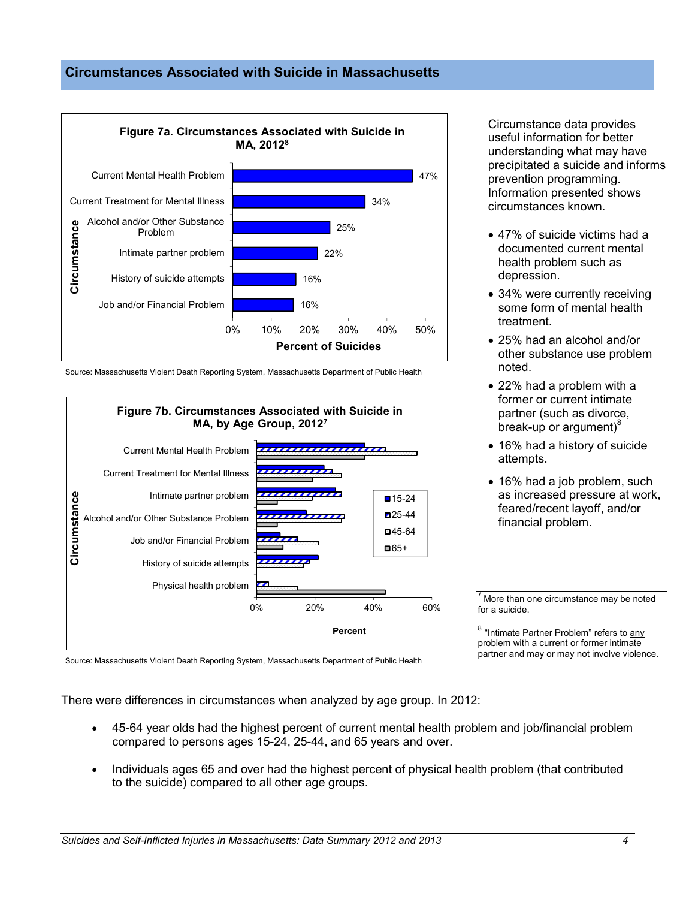## Circumstances Associated with Suicide in Massachusetts

**Figure 7a. Circumstances Associated with Suicide in MA, 2012[8]**

| Circumstance | Percent of Suicides |
|---|---|
| Current Mental Health Problem | 47% |
| Current Treatment for Mental Illness | 34% |
| Alcohol and/or Other Substance Problem | 25% |
| Intimate partner problem | 22% |
| History of suicide attempts | 16% |
| Job and/or Financial Problem | 16% |

Source: Massachusetts Violent Death Reporting System, Massachusetts Department of Public Health

**Figure 7b. Circumstances Associated with Suicide in MA, by Age Group, 2012[7]**

Circumstances: Current Mental Health Problem; Current Treatment for Mental Illness; Intimate partner problem; Alcohol and/or Other Substance Problem; Job and/or Financial Problem; History of suicide attempts; Physical health problem

Age groups: 15-24, 25-44, 45-64, 65+

Percent: 0%, 20%, 40%, 60%

Source: Massachusetts Violent Death Reporting System, Massachusetts Department of Public Health

Circumstance data provides useful information for better understanding what may have precipitated a suicide and informs prevention programming. Information presented shows circumstances known.

- 47% of suicide victims had a documented current mental health problem such as depression.
- 34% were currently receiving some form of mental health treatment.
- 25% had an alcohol and/or other substance use problem noted.
- 22% had a problem with a former or current intimate partner (such as divorce, break-up or argument)[8]
- 16% had a history of suicide attempts.
- 16% had a job problem, such as increased pressure at work, feared/recent layoff, and/or financial problem.

There were differences in circumstances when analyzed by age group. In 2012:

- 45-64 year olds had the highest percent of current mental health problem and job/financial problem compared to persons ages 15-24, 25-44, and 65 years and over.
- Individuals ages 65 and over had the highest percent of physical health problem (that contributed to the suicide) compared to all other age groups.

---

[7] More than one circumstance may be noted for a suicide.

[8] "Intimate Partner Problem" refers to any problem with a current or former intimate partner and may or may not involve violence.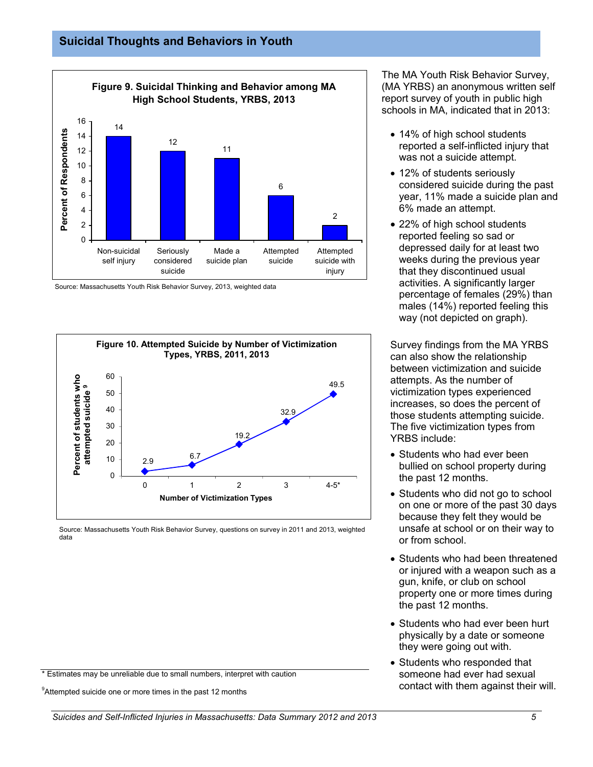## Suicidal Thoughts and Behaviors in Youth

**Figure 9. Suicidal Thinking and Behavior among MA High School Students, YRBS, 2013**

| | Non-suicidal self injury | Seriously considered suicide | Made a suicide plan | Attempted suicide | Attempted suicide with injury |
|---|---|---|---|---|---|
| Percent of Respondents | 14 | 12 | 11 | 6 | 2 |

Source: Massachusetts Youth Risk Behavior Survey, 2013, weighted data

**Figure 10. Attempted Suicide by Number of Victimization Types, YRBS, 2011, 2013**

| Number of Victimization Types | 0 | 1 | 2 | 3 | 4-5* |
|---|---|---|---|---|---|
| Percent of students who attempted suicide [9] | 2.9 | 6.7 | 19.2 | 32.9 | 49.5 |

Source: Massachusetts Youth Risk Behavior Survey, questions on survey in 2011 and 2013, weighted data

The MA Youth Risk Behavior Survey, (MA YRBS) an anonymous written self report survey of youth in public high schools in MA, indicated that in 2013:

- 14% of high school students reported a self-inflicted injury that was not a suicide attempt.
- 12% of students seriously considered suicide during the past year, 11% made a suicide plan and 6% made an attempt.
- 22% of high school students reported feeling so sad or depressed daily for at least two weeks during the previous year that they discontinued usual activities. A significantly larger percentage of females (29%) than males (14%) reported feeling this way (not depicted on graph).

Survey findings from the MA YRBS can also show the relationship between victimization and suicide attempts. As the number of victimization types experienced increases, so does the percent of those students attempting suicide. The five victimization types from YRBS include:

- Students who had ever been bullied on school property during the past 12 months.
- Students who did not go to school on one or more of the past 30 days because they felt they would be unsafe at school or on their way to or from school.
- Students who had been threatened or injured with a weapon such as a gun, knife, or club on school property one or more times during the past 12 months.
- Students who had ever been hurt physically by a date or someone they were going out with.
- Students who responded that someone had ever had sexual contact with them against their will.

* Estimates may be unreliable due to small numbers, interpret with caution

[9] Attempted suicide one or more times in the past 12 months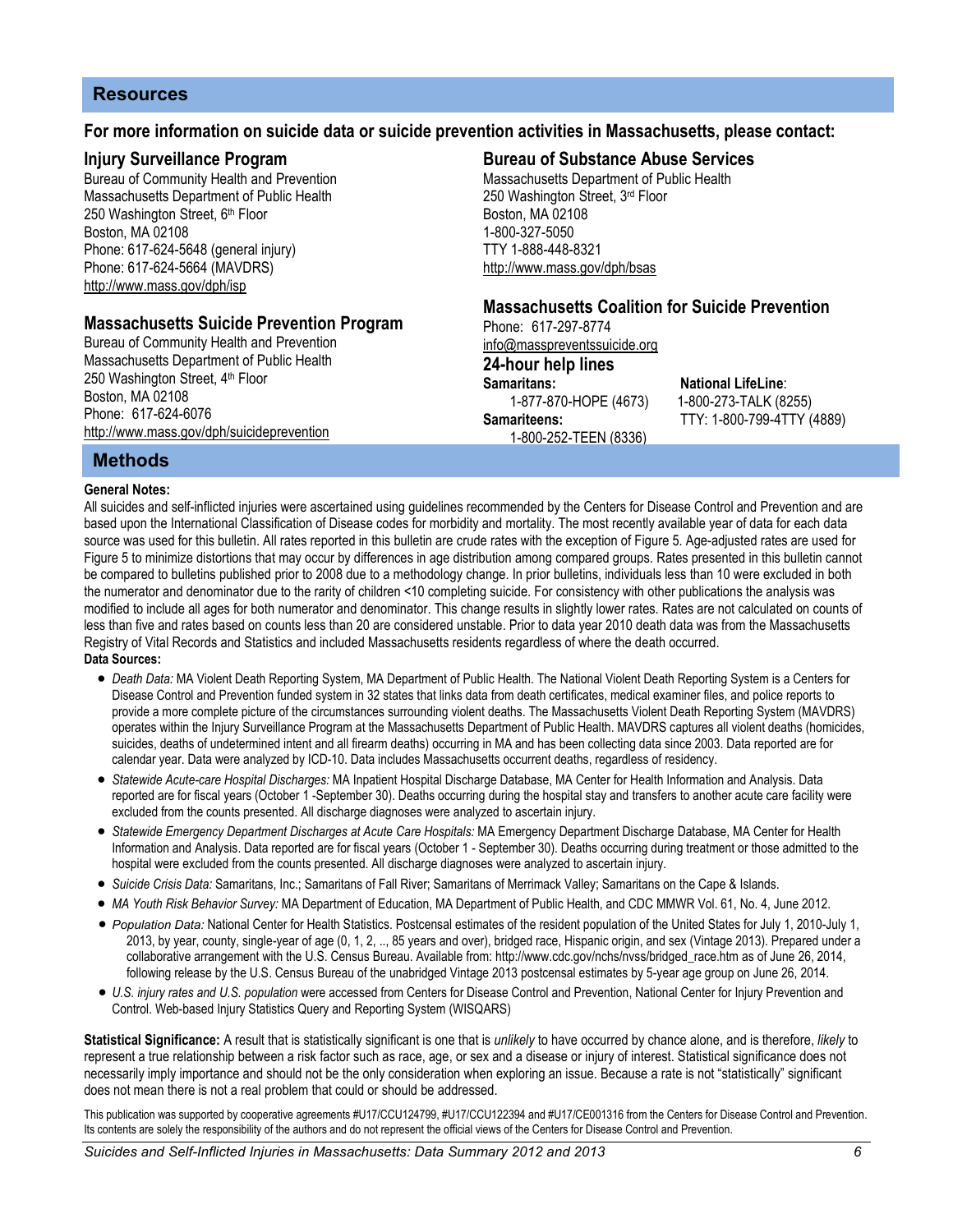## Resources

### For more information on suicide data or suicide prevention activities in Massachusetts, please contact:

### Injury Surveillance Program

Bureau of Community Health and Prevention
Massachusetts Department of Public Health
250 Washington Street, 6th Floor
Boston, MA 02108
Phone: 617-624-5648 (general injury)
Phone: 617-624-5664 (MAVDRS)
http://www.mass.gov/dph/isp

### Massachusetts Suicide Prevention Program

Bureau of Community Health and Prevention
Massachusetts Department of Public Health
250 Washington Street, 4th Floor
Boston, MA 02108
Phone: 617-624-6076
http://www.mass.gov/dph/suicideprevention

### Bureau of Substance Abuse Services

Massachusetts Department of Public Health
250 Washington Street, 3rd Floor
Boston, MA 02108
1-800-327-5050
TTY 1-888-448-8321
http://www.mass.gov/dph/bsas

### Massachusetts Coalition for Suicide Prevention

Phone: 617-297-8774
info@masspreventssuicide.org

### 24-hour help lines

**Samaritans:**
1-877-870-HOPE (4673)

**Samariteens:**
1-800-252-TEEN (8336)

**National LifeLine**:
1-800-273-TALK (8255)
TTY: 1-800-799-4TTY (4889)

## Methods

**General Notes:**

All suicides and self-inflicted injuries were ascertained using guidelines recommended by the Centers for Disease Control and Prevention and are based upon the International Classification of Disease codes for morbidity and mortality. The most recently available year of data for each data source was used for this bulletin. All rates reported in this bulletin are crude rates with the exception of Figure 5. Age-adjusted rates are used for Figure 5 to minimize distortions that may occur by differences in age distribution among compared groups. Rates presented in this bulletin cannot be compared to bulletins published prior to 2008 due to a methodology change. In prior bulletins, individuals less than 10 were excluded in both the numerator and denominator due to the rarity of children <10 completing suicide. For consistency with other publications the analysis was modified to include all ages for both numerator and denominator. This change results in slightly lower rates. Rates are not calculated on counts of less than five and rates based on counts less than 20 are considered unstable. Prior to data year 2010 death data was from the Massachusetts Registry of Vital Records and Statistics and included Massachusetts residents regardless of where the death occurred.

**Data Sources:**

- *Death Data:* MA Violent Death Reporting System, MA Department of Public Health. The National Violent Death Reporting System is a Centers for Disease Control and Prevention funded system in 32 states that links data from death certificates, medical examiner files, and police reports to provide a more complete picture of the circumstances surrounding violent deaths. The Massachusetts Violent Death Reporting System (MAVDRS) operates within the Injury Surveillance Program at the Massachusetts Department of Public Health. MAVDRS captures all violent deaths (homicides, suicides, deaths of undetermined intent and all firearm deaths) occurring in MA and has been collecting data since 2003. Data reported are for calendar year. Data were analyzed by ICD-10. Data includes Massachusetts occurrent deaths, regardless of residency.
- *Statewide Acute-care Hospital Discharges:* MA Inpatient Hospital Discharge Database, MA Center for Health Information and Analysis. Data reported are for fiscal years (October 1 -September 30). Deaths occurring during the hospital stay and transfers to another acute care facility were excluded from the counts presented. All discharge diagnoses were analyzed to ascertain injury.
- *Statewide Emergency Department Discharges at Acute Care Hospitals:* MA Emergency Department Discharge Database, MA Center for Health Information and Analysis. Data reported are for fiscal years (October 1 - September 30). Deaths occurring during treatment or those admitted to the hospital were excluded from the counts presented. All discharge diagnoses were analyzed to ascertain injury.
- *Suicide Crisis Data:* Samaritans, Inc.; Samaritans of Fall River; Samaritans of Merrimack Valley; Samaritans on the Cape & Islands.
- *MA Youth Risk Behavior Survey:* MA Department of Education, MA Department of Public Health, and CDC MMWR Vol. 61, No. 4, June 2012.
- *Population Data:* National Center for Health Statistics. Postcensal estimates of the resident population of the United States for July 1, 2010-July 1, 2013, by year, county, single-year of age (0, 1, 2, .., 85 years and over), bridged race, Hispanic origin, and sex (Vintage 2013). Prepared under a collaborative arrangement with the U.S. Census Bureau. Available from: http://www.cdc.gov/nchs/nvss/bridged_race.htm as of June 26, 2014, following release by the U.S. Census Bureau of the unabridged Vintage 2013 postcensal estimates by 5-year age group on June 26, 2014.
- *U.S. injury rates and U.S. population* were accessed from Centers for Disease Control and Prevention, National Center for Injury Prevention and Control. Web-based Injury Statistics Query and Reporting System (WISQARS)

**Statistical Significance:** A result that is statistically significant is one that is *unlikely* to have occurred by chance alone, and is therefore, *likely* to represent a true relationship between a risk factor such as race, age, or sex and a disease or injury of interest. Statistical significance does not necessarily imply importance and should not be the only consideration when exploring an issue. Because a rate is not "statistically" significant does not mean there is not a real problem that could or should be addressed.

This publication was supported by cooperative agreements #U17/CCU124799, #U17/CCU122394 and #U17/CE001316 from the Centers for Disease Control and Prevention. Its contents are solely the responsibility of the authors and do not represent the official views of the Centers for Disease Control and Prevention.